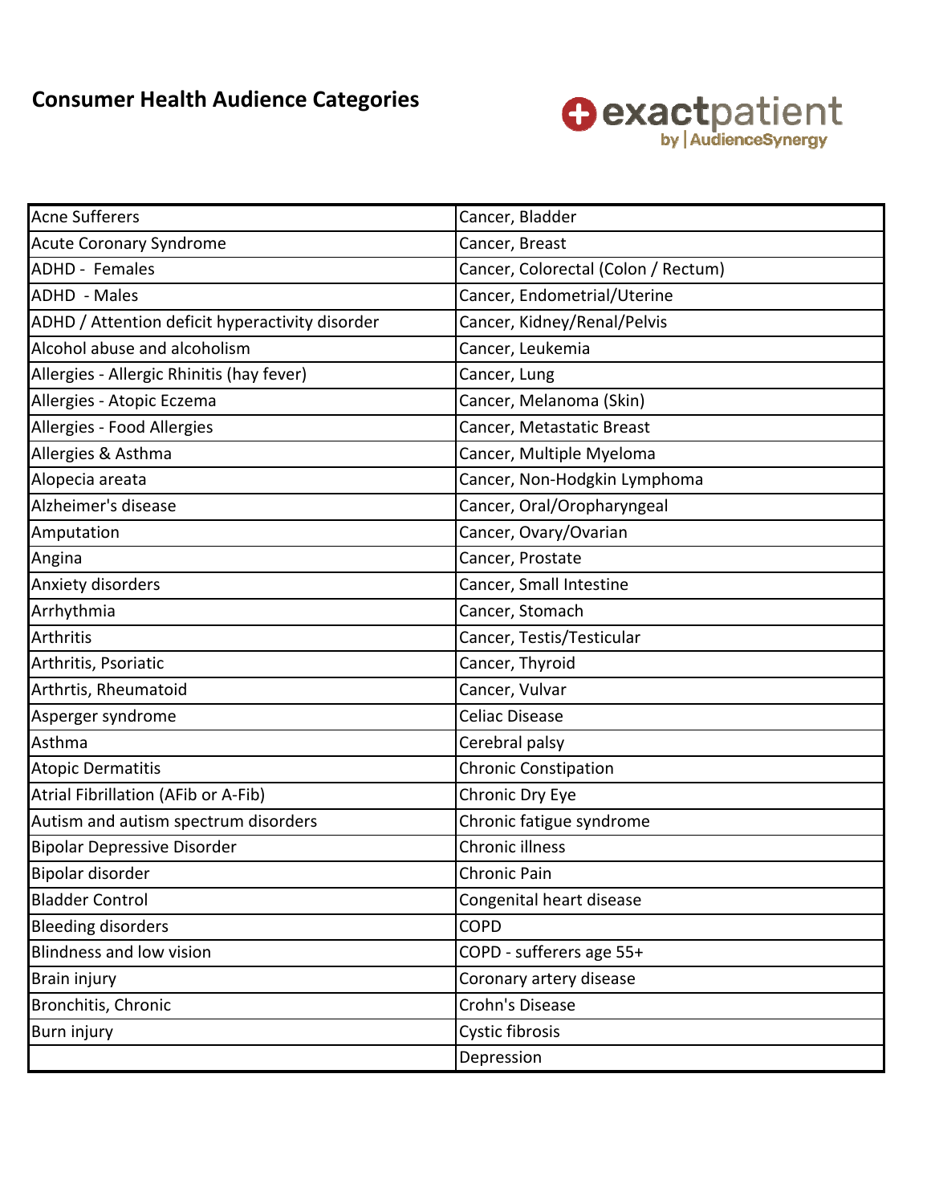# Consumer Health Audience Categories

exactpatient by | AudienceSynergy

| | |
|---|---|
| Acne Sufferers | Cancer, Bladder |
| Acute Coronary Syndrome | Cancer, Breast |
| ADHD - Females | Cancer, Colorectal (Colon / Rectum) |
| ADHD - Males | Cancer, Endometrial/Uterine |
| ADHD / Attention deficit hyperactivity disorder | Cancer, Kidney/Renal/Pelvis |
| Alcohol abuse and alcoholism | Cancer, Leukemia |
| Allergies - Allergic Rhinitis (hay fever) | Cancer, Lung |
| Allergies - Atopic Eczema | Cancer, Melanoma (Skin) |
| Allergies - Food Allergies | Cancer, Metastatic Breast |
| Allergies & Asthma | Cancer, Multiple Myeloma |
| Alopecia areata | Cancer, Non-Hodgkin Lymphoma |
| Alzheimer's disease | Cancer, Oral/Oropharyngeal |
| Amputation | Cancer, Ovary/Ovarian |
| Angina | Cancer, Prostate |
| Anxiety disorders | Cancer, Small Intestine |
| Arrhythmia | Cancer, Stomach |
| Arthritis | Cancer, Testis/Testicular |
| Arthritis, Psoriatic | Cancer, Thyroid |
| Arthrtis, Rheumatoid | Cancer, Vulvar |
| Asperger syndrome | Celiac Disease |
| Asthma | Cerebral palsy |
| Atopic Dermatitis | Chronic Constipation |
| Atrial Fibrillation (AFib or A-Fib) | Chronic Dry Eye |
| Autism and autism spectrum disorders | Chronic fatigue syndrome |
| Bipolar Depressive Disorder | Chronic illness |
| Bipolar disorder | Chronic Pain |
| Bladder Control | Congenital heart disease |
| Bleeding disorders | COPD |
| Blindness and low vision | COPD - sufferers age 55+ |
| Brain injury | Coronary artery disease |
| Bronchitis, Chronic | Crohn's Disease |
| Burn injury | Cystic fibrosis |
| | Depression |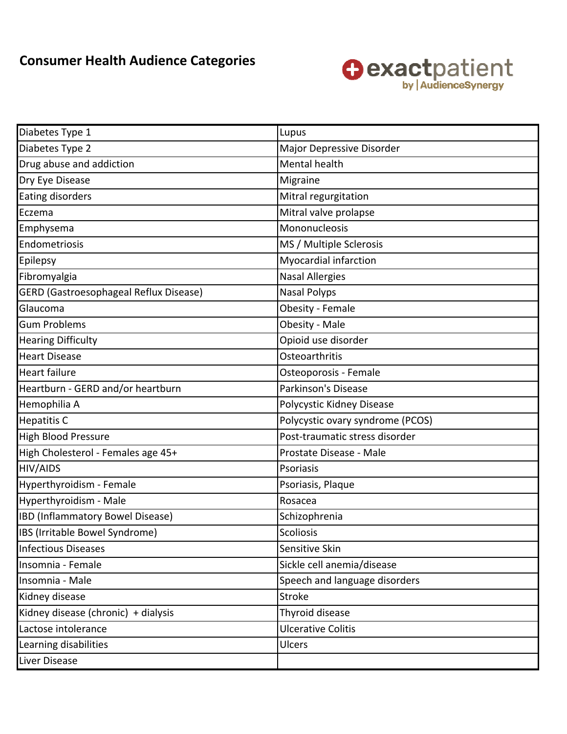# Consumer Health Audience Categories

exactpatient by | AudienceSynergy

| | |
|---|---|
| Diabetes Type 1 | Lupus |
| Diabetes Type 2 | Major Depressive Disorder |
| Drug abuse and addiction | Mental health |
| Dry Eye Disease | Migraine |
| Eating disorders | Mitral regurgitation |
| Eczema | Mitral valve prolapse |
| Emphysema | Mononucleosis |
| Endometriosis | MS / Multiple Sclerosis |
| Epilepsy | Myocardial infarction |
| Fibromyalgia | Nasal Allergies |
| GERD (Gastroesophageal Reflux Disease) | Nasal Polyps |
| Glaucoma | Obesity - Female |
| Gum Problems | Obesity - Male |
| Hearing Difficulty | Opioid use disorder |
| Heart Disease | Osteoarthritis |
| Heart failure | Osteoporosis - Female |
| Heartburn - GERD and/or heartburn | Parkinson's Disease |
| Hemophilia A | Polycystic Kidney Disease |
| Hepatitis C | Polycystic ovary syndrome (PCOS) |
| High Blood Pressure | Post-traumatic stress disorder |
| High Cholesterol - Females age 45+ | Prostate Disease - Male |
| HIV/AIDS | Psoriasis |
| Hyperthyroidism - Female | Psoriasis, Plaque |
| Hyperthyroidism - Male | Rosacea |
| IBD (Inflammatory Bowel Disease) | Schizophrenia |
| IBS (Irritable Bowel Syndrome) | Scoliosis |
| Infectious Diseases | Sensitive Skin |
| Insomnia - Female | Sickle cell anemia/disease |
| Insomnia - Male | Speech and language disorders |
| Kidney disease | Stroke |
| Kidney disease (chronic) + dialysis | Thyroid disease |
| Lactose intolerance | Ulcerative Colitis |
| Learning disabilities | Ulcers |
| Liver Disease | |